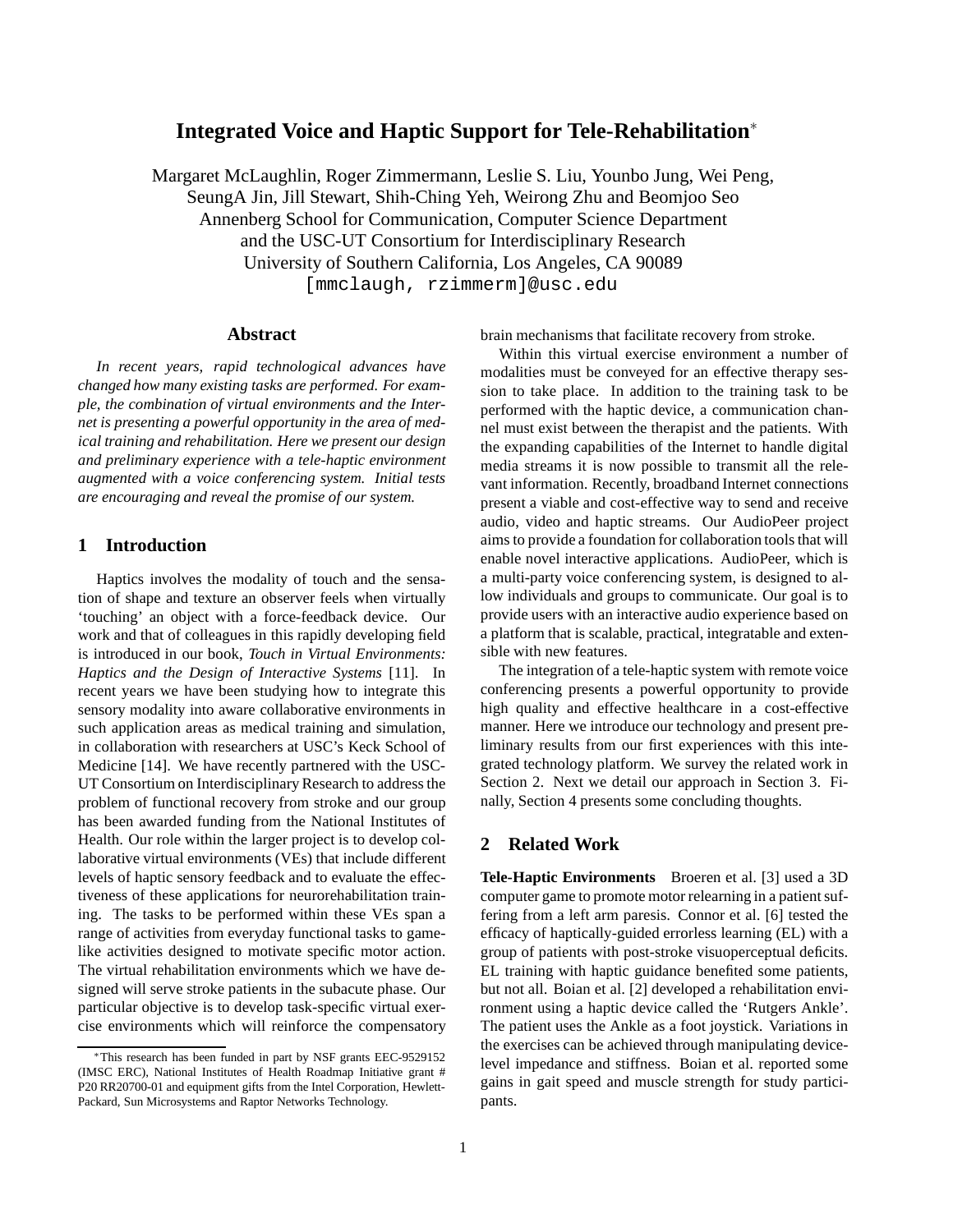# Integrated Voice and Haptic Support for Tele-Rehabilitation*

Margaret McLaughlin, Roger Zimmermann, Leslie S. Liu, Younbo Jung, Wei Peng, SeungA Jin, Jill Stewart, Shih-Ching Yeh, Weirong Zhu and Beomjoo Seo
Annenberg School for Communication, Computer Science Department
and the USC-UT Consortium for Interdisciplinary Research
University of Southern California, Los Angeles, CA 90089
[mmclaugh, rzimmerm]@usc.edu

## Abstract

*In recent years, rapid technological advances have changed how many existing tasks are performed. For example, the combination of virtual environments and the Internet is presenting a powerful opportunity in the area of medical training and rehabilitation. Here we present our design and preliminary experience with a tele-haptic environment augmented with a voice conferencing system. Initial tests are encouraging and reveal the promise of our system.*

## 1 Introduction

Haptics involves the modality of touch and the sensation of shape and texture an observer feels when virtually 'touching' an object with a force-feedback device. Our work and that of colleagues in this rapidly developing field is introduced in our book, *Touch in Virtual Environments: Haptics and the Design of Interactive Systems* [11]. In recent years we have been studying how to integrate this sensory modality into aware collaborative environments in such application areas as medical training and simulation, in collaboration with researchers at USC's Keck School of Medicine [14]. We have recently partnered with the USC-UT Consortium on Interdisciplinary Research to address the problem of functional recovery from stroke and our group has been awarded funding from the National Institutes of Health. Our role within the larger project is to develop collaborative virtual environments (VEs) that include different levels of haptic sensory feedback and to evaluate the effectiveness of these applications for neurorehabilitation training. The tasks to be performed within these VEs span a range of activities from everyday functional tasks to game-like activities designed to motivate specific motor action. The virtual rehabilitation environments which we have designed will serve stroke patients in the subacute phase. Our particular objective is to develop task-specific virtual exercise environments which will reinforce the compensatory brain mechanisms that facilitate recovery from stroke.

Within this virtual exercise environment a number of modalities must be conveyed for an effective therapy session to take place. In addition to the training task to be performed with the haptic device, a communication channel must exist between the therapist and the patients. With the expanding capabilities of the Internet to handle digital media streams it is now possible to transmit all the relevant information. Recently, broadband Internet connections present a viable and cost-effective way to send and receive audio, video and haptic streams. Our AudioPeer project aims to provide a foundation for collaboration tools that will enable novel interactive applications. AudioPeer, which is a multi-party voice conferencing system, is designed to allow individuals and groups to communicate. Our goal is to provide users with an interactive audio experience based on a platform that is scalable, practical, integratable and extensible with new features.

The integration of a tele-haptic system with remote voice conferencing presents a powerful opportunity to provide high quality and effective healthcare in a cost-effective manner. Here we introduce our technology and present preliminary results from our first experiences with this integrated technology platform. We survey the related work in Section 2. Next we detail our approach in Section 3. Finally, Section 4 presents some concluding thoughts.

## 2 Related Work

**Tele-Haptic Environments** Broeren et al. [3] used a 3D computer game to promote motor relearning in a patient suffering from a left arm paresis. Connor et al. [6] tested the efficacy of haptically-guided errorless learning (EL) with a group of patients with post-stroke visuoperceptual deficits. EL training with haptic guidance benefited some patients, but not all. Boian et al. [2] developed a rehabilitation environment using a haptic device called the 'Rutgers Ankle'. The patient uses the Ankle as a foot joystick. Variations in the exercises can be achieved through manipulating device-level impedance and stiffness. Boian et al. reported some gains in gait speed and muscle strength for study participants.

*This research has been funded in part by NSF grants EEC-9529152 (IMSC ERC), National Institutes of Health Roadmap Initiative grant # P20 RR20700-01 and equipment gifts from the Intel Corporation, Hewlett-Packard, Sun Microsystems and Raptor Networks Technology.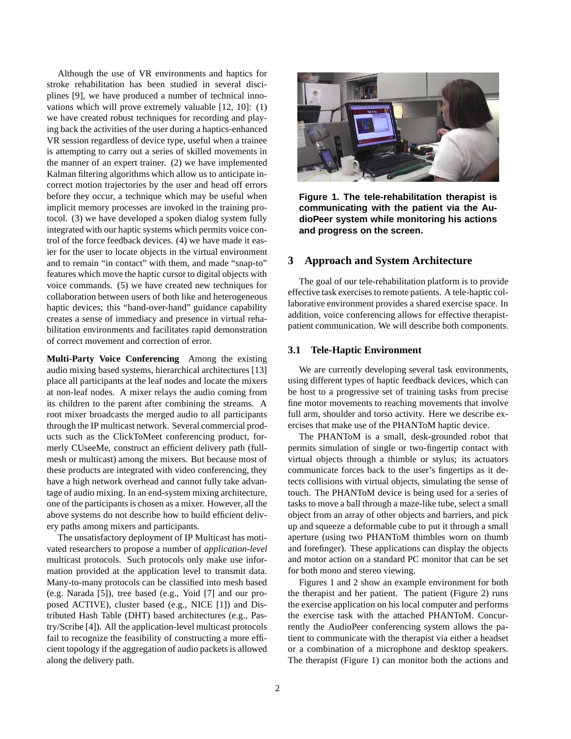Although the use of VR environments and haptics for stroke rehabilitation has been studied in several disciplines [9], we have produced a number of technical innovations which will prove extremely valuable [12, 10]: (1) we have created robust techniques for recording and playing back the activities of the user during a haptics-enhanced VR session regardless of device type, useful when a trainee is attempting to carry out a series of skilled movements in the manner of an expert trainer. (2) we have implemented Kalman filtering algorithms which allow us to anticipate incorrect motion trajectories by the user and head off errors before they occur, a technique which may be useful when implicit memory processes are invoked in the training protocol. (3) we have developed a spoken dialog system fully integrated with our haptic systems which permits voice control of the force feedback devices. (4) we have made it easier for the user to locate objects in the virtual environment and to remain "in contact" with them, and made "snap-to" features which move the haptic cursor to digital objects with voice commands. (5) we have created new techniques for collaboration between users of both like and heterogeneous haptic devices; this "hand-over-hand" guidance capability creates a sense of immediacy and presence in virtual rehabilitation environments and facilitates rapid demonstration of correct movement and correction of error.

**Multi-Party Voice Conferencing** Among the existing audio mixing based systems, hierarchical architectures [13] place all participants at the leaf nodes and locate the mixers at non-leaf nodes. A mixer relays the audio coming from its children to the parent after combining the streams. A root mixer broadcasts the merged audio to all participants through the IP multicast network. Several commercial products such as the ClickToMeet conferencing product, formerly CUseeMe, construct an efficient delivery path (full-mesh or multicast) among the mixers. But because most of these products are integrated with video conferencing, they have a high network overhead and cannot fully take advantage of audio mixing. In an end-system mixing architecture, one of the participants is chosen as a mixer. However, all the above systems do not describe how to build efficient delivery paths among mixers and participants.

The unsatisfactory deployment of IP Multicast has motivated researchers to propose a number of *application-level* multicast protocols. Such protocols only make use information provided at the application level to transmit data. Many-to-many protocols can be classified into mesh based (e.g. Narada [5]), tree based (e.g., Yoid [7] and our proposed ACTIVE), cluster based (e.g., NICE [1]) and Distributed Hash Table (DHT) based architectures (e.g., Pastry/Scribe [4]). All the application-level multicast protocols fail to recognize the feasibility of constructing a more efficient topology if the aggregation of audio packets is allowed along the delivery path.

**Figure 1. The tele-rehabilitation therapist is communicating with the patient via the AudioPeer system while monitoring his actions and progress on the screen.**

## 3 Approach and System Architecture

The goal of our tele-rehabilitation platform is to provide effective task exercises to remote patients. A tele-haptic collaborative environment provides a shared exercise space. In addition, voice conferencing allows for effective therapist-patient communication. We will describe both components.

### 3.1 Tele-Haptic Environment

We are currently developing several task environments, using different types of haptic feedback devices, which can be host to a progressive set of training tasks from precise fine motor movements to reaching movements that involve full arm, shoulder and torso activity. Here we describe exercises that make use of the PHANToM haptic device.

The PHANToM is a small, desk-grounded robot that permits simulation of single or two-fingertip contact with virtual objects through a thimble or stylus; its actuators communicate forces back to the user's fingertips as it detects collisions with virtual objects, simulating the sense of touch. The PHANToM device is being used for a series of tasks to move a ball through a maze-like tube, select a small object from an array of other objects and barriers, and pick up and squeeze a deformable cube to put it through a small aperture (using two PHANToM thimbles worn on thumb and forefinger). These applications can display the objects and motor action on a standard PC monitor that can be set for both mono and stereo viewing.

Figures 1 and 2 show an example environment for both the therapist and her patient. The patient (Figure 2) runs the exercise application on his local computer and performs the exercise task with the attached PHANToM. Concurrently the AudioPeer conferencing system allows the patient to communicate with the therapist via either a headset or a combination of a microphone and desktop speakers. The therapist (Figure 1) can monitor both the actions and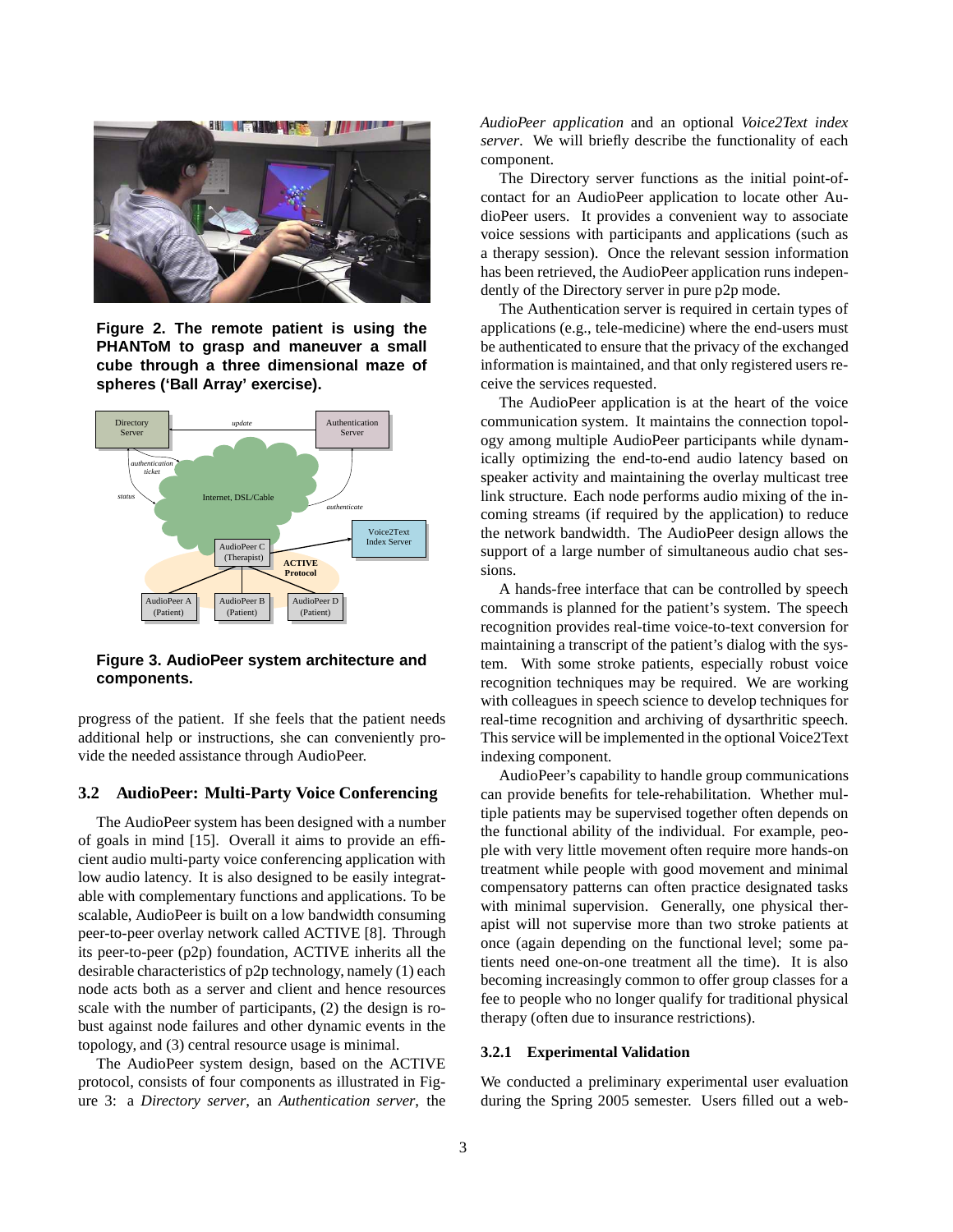**Figure 2. The remote patient is using the PHANToM to grasp and maneuver a small cube through a three dimensional maze of spheres ('Ball Array' exercise).**

**Figure 3. AudioPeer system architecture and components.**

progress of the patient. If she feels that the patient needs additional help or instructions, she can conveniently provide the needed assistance through AudioPeer.

### 3.2 AudioPeer: Multi-Party Voice Conferencing

The AudioPeer system has been designed with a number of goals in mind [15]. Overall it aims to provide an efficient audio multi-party voice conferencing application with low audio latency. It is also designed to be easily integratable with complementary functions and applications. To be scalable, AudioPeer is built on a low bandwidth consuming peer-to-peer overlay network called ACTIVE [8]. Through its peer-to-peer (p2p) foundation, ACTIVE inherits all the desirable characteristics of p2p technology, namely (1) each node acts both as a server and client and hence resources scale with the number of participants, (2) the design is robust against node failures and other dynamic events in the topology, and (3) central resource usage is minimal.

The AudioPeer system design, based on the ACTIVE protocol, consists of four components as illustrated in Figure 3: a *Directory server*, an *Authentication server*, the *AudioPeer application* and an optional *Voice2Text index server*. We will briefly describe the functionality of each component.

The Directory server functions as the initial point-of-contact for an AudioPeer application to locate other AudioPeer users. It provides a convenient way to associate voice sessions with participants and applications (such as a therapy session). Once the relevant session information has been retrieved, the AudioPeer application runs independently of the Directory server in pure p2p mode.

The Authentication server is required in certain types of applications (e.g., tele-medicine) where the end-users must be authenticated to ensure that the privacy of the exchanged information is maintained, and that only registered users receive the services requested.

The AudioPeer application is at the heart of the voice communication system. It maintains the connection topology among multiple AudioPeer participants while dynamically optimizing the end-to-end audio latency based on speaker activity and maintaining the overlay multicast tree link structure. Each node performs audio mixing of the incoming streams (if required by the application) to reduce the network bandwidth. The AudioPeer design allows the support of a large number of simultaneous audio chat sessions.

A hands-free interface that can be controlled by speech commands is planned for the patient's system. The speech recognition provides real-time voice-to-text conversion for maintaining a transcript of the patient's dialog with the system. With some stroke patients, especially robust voice recognition techniques may be required. We are working with colleagues in speech science to develop techniques for real-time recognition and archiving of dysarthritic speech. This service will be implemented in the optional Voice2Text indexing component.

AudioPeer's capability to handle group communications can provide benefits for tele-rehabilitation. Whether multiple patients may be supervised together often depends on the functional ability of the individual. For example, people with very little movement often require more hands-on treatment while people with good movement and minimal compensatory patterns can often practice designated tasks with minimal supervision. Generally, one physical therapist will not supervise more than two stroke patients at once (again depending on the functional level; some patients need one-on-one treatment all the time). It is also becoming increasingly common to offer group classes for a fee to people who no longer qualify for traditional physical therapy (often due to insurance restrictions).

#### 3.2.1 Experimental Validation

We conducted a preliminary experimental user evaluation during the Spring 2005 semester. Users filled out a web-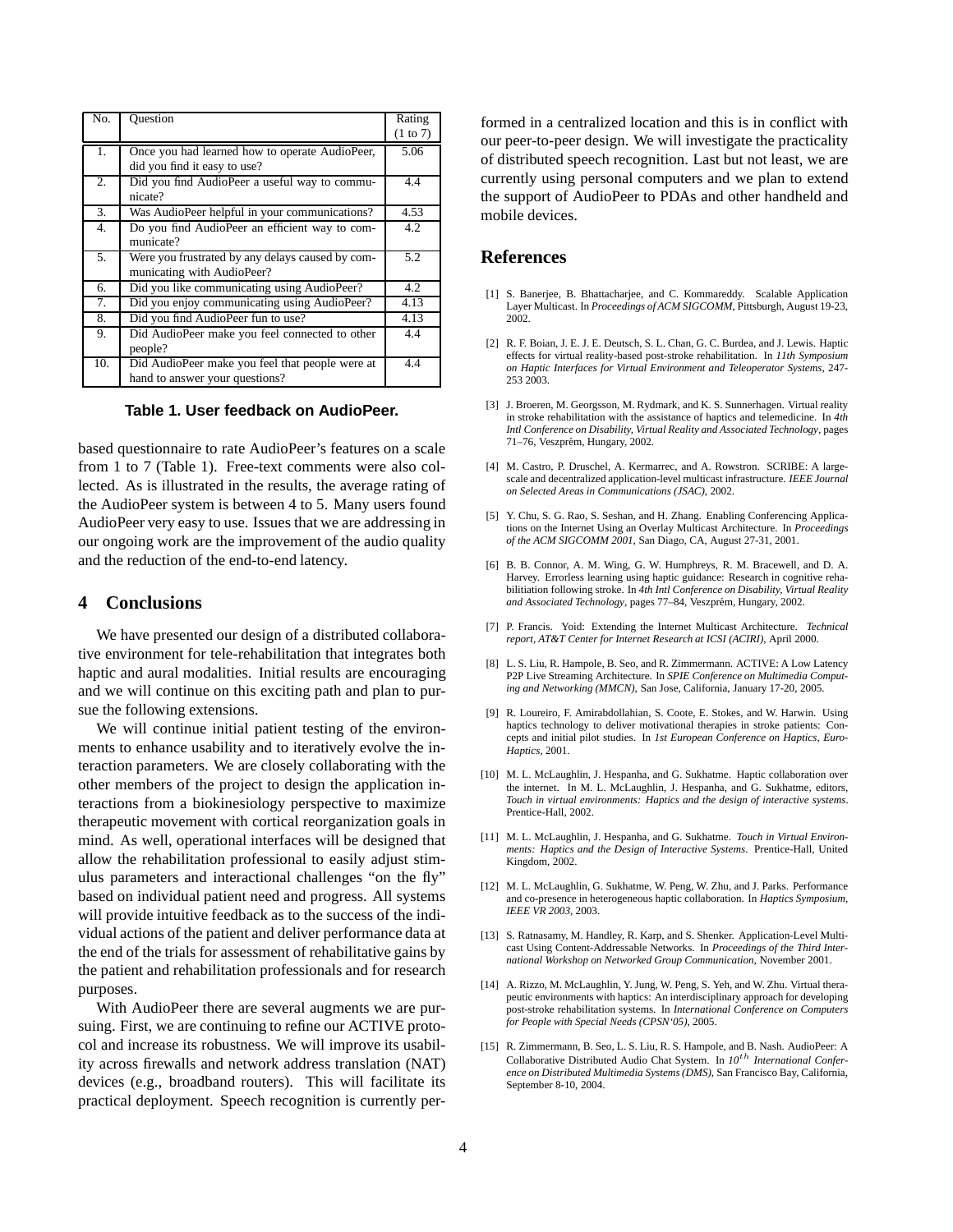| No. | Question | Rating (1 to 7) |
| --- | --- | --- |
| 1. | Once you had learned how to operate AudioPeer, did you find it easy to use? | 5.06 |
| 2. | Did you find AudioPeer a useful way to communicate? | 4.4 |
| 3. | Was AudioPeer helpful in your communications? | 4.53 |
| 4. | Do you find AudioPeer an efficient way to communicate? | 4.2 |
| 5. | Were you frustrated by any delays caused by communicating with AudioPeer? | 5.2 |
| 6. | Did you like communicating using AudioPeer? | 4.2 |
| 7. | Did you enjoy communicating using AudioPeer? | 4.13 |
| 8. | Did you find AudioPeer fun to use? | 4.13 |
| 9. | Did AudioPeer make you feel connected to other people? | 4.4 |
| 10. | Did AudioPeer make you feel that people were at hand to answer your questions? | 4.4 |

**Table 1. User feedback on AudioPeer.**

based questionnaire to rate AudioPeer's features on a scale from 1 to 7 (Table 1). Free-text comments were also collected. As is illustrated in the results, the average rating of the AudioPeer system is between 4 to 5. Many users found AudioPeer very easy to use. Issues that we are addressing in our ongoing work are the improvement of the audio quality and the reduction of the end-to-end latency.

## 4 Conclusions

We have presented our design of a distributed collaborative environment for tele-rehabilitation that integrates both haptic and aural modalities. Initial results are encouraging and we will continue on this exciting path and plan to pursue the following extensions.

We will continue initial patient testing of the environments to enhance usability and to iteratively evolve the interaction parameters. We are closely collaborating with the other members of the project to design the application interactions from a biokinesiology perspective to maximize therapeutic movement with cortical reorganization goals in mind. As well, operational interfaces will be designed that allow the rehabilitation professional to easily adjust stimulus parameters and interactional challenges "on the fly" based on individual patient need and progress. All systems will provide intuitive feedback as to the success of the individual actions of the patient and deliver performance data at the end of the trials for assessment of rehabilitative gains by the patient and rehabilitation professionals and for research purposes.

With AudioPeer there are several augments we are pursuing. First, we are continuing to refine our ACTIVE protocol and increase its robustness. We will improve its usability across firewalls and network address translation (NAT) devices (e.g., broadband routers). This will facilitate its practical deployment. Speech recognition is currently performed in a centralized location and this is in conflict with our peer-to-peer design. We will investigate the practicality of distributed speech recognition. Last but not least, we are currently using personal computers and we plan to extend the support of AudioPeer to PDAs and other handheld and mobile devices.

## References

[1] S. Banerjee, B. Bhattacharjee, and C. Kommareddy. Scalable Application Layer Multicast. In *Proceedings of ACM SIGCOMM*, Pittsburgh, August 19-23, 2002.

[2] R. F. Boian, J. E. J. E. Deutsch, S. L. Chan, G. C. Burdea, and J. Lewis. Haptic effects for virtual reality-based post-stroke rehabilitation. In *11th Symposium on Haptic Interfaces for Virtual Environment and Teleoperator Systems*, 247-253 2003.

[3] J. Broeren, M. Georgsson, M. Rydmark, and K. S. Sunnerhagen. Virtual reality in stroke rehabilitation with the assistance of haptics and telemedicine. In *4th Intl Conference on Disability, Virtual Reality and Associated Technology*, pages 71–76, Veszprém, Hungary, 2002.

[4] M. Castro, P. Druschel, A. Kermarrec, and A. Rowstron. SCRIBE: A large-scale and decentralized application-level multicast infrastructure. *IEEE Journal on Selected Areas in Communications (JSAC)*, 2002.

[5] Y. Chu, S. G. Rao, S. Seshan, and H. Zhang. Enabling Conferencing Applications on the Internet Using an Overlay Multicast Architecture. In *Proceedings of the ACM SIGCOMM 2001*, San Diago, CA, August 27-31, 2001.

[6] B. B. Connor, A. M. Wing, G. W. Humphreys, R. M. Bracewell, and D. A. Harvey. Errorless learning using haptic guidance: Research in cognitive rehabilitiation following stroke. In *4th Intl Conference on Disability, Virtual Reality and Associated Technology*, pages 77–84, Veszprém, Hungary, 2002.

[7] P. Francis. Yoid: Extending the Internet Multicast Architecture. *Technical report, AT&T Center for Internet Research at ICSI (ACIRI)*, April 2000.

[8] L. S. Liu, R. Hampole, B. Seo, and R. Zimmermann. ACTIVE: A Low Latency P2P Live Streaming Architecture. In *SPIE Conference on Multimedia Computing and Networking (MMCN)*, San Jose, California, January 17-20, 2005.

[9] R. Loureiro, F. Amirabdollahian, S. Coote, E. Stokes, and W. Harwin. Using haptics technology to deliver motivational therapies in stroke patients: Concepts and initial pilot studies. In *1st European Conference on Haptics, Euro-Haptics*, 2001.

[10] M. L. McLaughlin, J. Hespanha, and G. Sukhatme. Haptic collaboration over the internet. In M. L. McLaughlin, J. Hespanha, and G. Sukhatme, editors, *Touch in virtual environments: Haptics and the design of interactive systems*. Prentice-Hall, 2002.

[11] M. L. McLaughlin, J. Hespanha, and G. Sukhatme. *Touch in Virtual Environments: Haptics and the Design of Interactive Systems*. Prentice-Hall, United Kingdom, 2002.

[12] M. L. McLaughlin, G. Sukhatme, W. Peng, W. Zhu, and J. Parks. Performance and co-presence in heterogeneous haptic collaboration. In *Haptics Symposium, IEEE VR 2003*, 2003.

[13] S. Ratnasamy, M. Handley, R. Karp, and S. Shenker. Application-Level Multicast Using Content-Addressable Networks. In *Proceedings of the Third International Workshop on Networked Group Communication*, November 2001.

[14] A. Rizzo, M. McLaughlin, Y. Jung, W. Peng, S. Yeh, and W. Zhu. Virtual therapeutic environments with haptics: An interdisciplinary approach for developing post-stroke rehabilitation systems. In *International Conference on Computers for People with Special Needs (CPSN'05)*, 2005.

[15] R. Zimmermann, B. Seo, L. S. Liu, R. S. Hampole, and B. Nash. AudioPeer: A Collaborative Distributed Audio Chat System. In *$10^{th}$ International Conference on Distributed Multimedia Systems (DMS)*, San Francisco Bay, California, September 8-10, 2004.